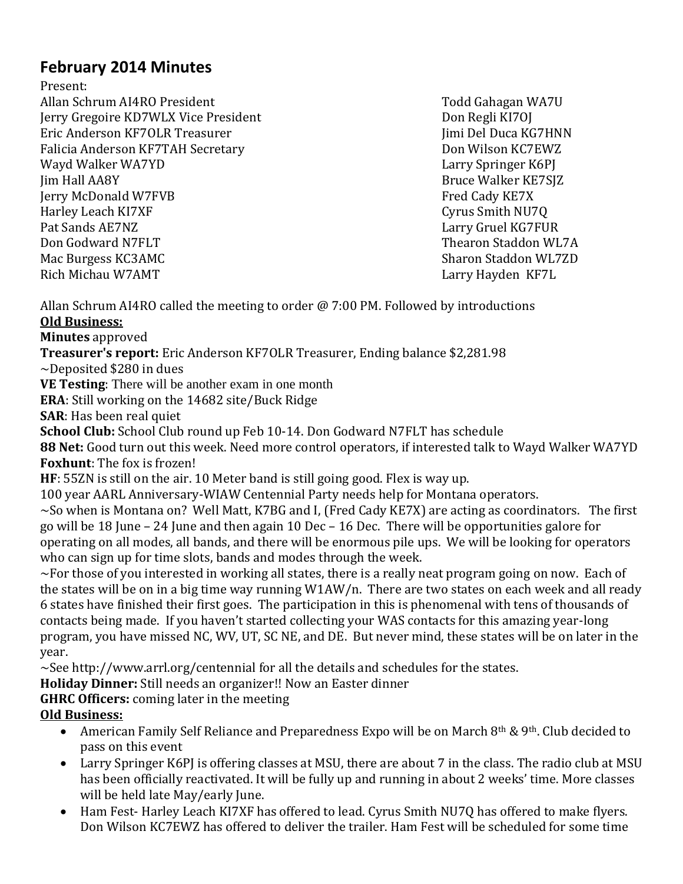## February 2014 Minutes

Present:

Allan Schrum AI4RO President
Jerry Gregoire KD7WLX Vice President
Eric Anderson KF7OLR Treasurer
Falicia Anderson KF7TAH Secretary
Wayd Walker WA7YD
Jim Hall AA8Y
Jerry McDonald W7FVB
Harley Leach KI7XF
Pat Sands AE7NZ
Don Godward N7FLT
Mac Burgess KC3AMC
Rich Michau W7AMT
Todd Gahagan WA7U
Don Regli KI7OJ
Jimi Del Duca KG7HNN
Don Wilson KC7EWZ
Larry Springer K6PJ
Bruce Walker KE7SJZ
Fred Cady KE7X
Cyrus Smith NU7Q
Larry Gruel KG7FUR
Thearon Staddon WL7A
Sharon Staddon WL7ZD
Larry Hayden KF7L

Allan Schrum AI4RO called the meeting to order @ 7:00 PM. Followed by introductions

**Old Business:**

**Minutes** approved

**Treasurer's report:** Eric Anderson KF7OLR Treasurer, Ending balance $2,281.98

~Deposited $280 in dues

**VE Testing**: There will be another exam in one month

**ERA**: Still working on the 14682 site/Buck Ridge

**SAR**: Has been real quiet

**School Club:** School Club round up Feb 10-14. Don Godward N7FLT has schedule

**88 Net:** Good turn out this week. Need more control operators, if interested talk to Wayd Walker WA7YD

**Foxhunt**: The fox is frozen!

**HF**: 55ZN is still on the air. 10 Meter band is still going good. Flex is way up.

100 year AARL Anniversary-WIAW Centennial Party needs help for Montana operators.

~So when is Montana on? Well Matt, K7BG and I, (Fred Cady KE7X) are acting as coordinators. The first go will be 18 June – 24 June and then again 10 Dec – 16 Dec. There will be opportunities galore for operating on all modes, all bands, and there will be enormous pile ups. We will be looking for operators who can sign up for time slots, bands and modes through the week.

~For those of you interested in working all states, there is a really neat program going on now. Each of the states will be on in a big time way running W1AW/n. There are two states on each week and all ready 6 states have finished their first goes. The participation in this is phenomenal with tens of thousands of contacts being made. If you haven't started collecting your WAS contacts for this amazing year-long program, you have missed NC, WV, UT, SC NE, and DE. But never mind, these states will be on later in the year.

~See http://www.arrl.org/centennial for all the details and schedules for the states.

**Holiday Dinner:** Still needs an organizer!! Now an Easter dinner

**GHRC Officers:** coming later in the meeting

**Old Business:**

- American Family Self Reliance and Preparedness Expo will be on March 8th & 9th. Club decided to pass on this event
- Larry Springer K6PJ is offering classes at MSU, there are about 7 in the class. The radio club at MSU has been officially reactivated. It will be fully up and running in about 2 weeks' time. More classes will be held late May/early June.
- Ham Fest- Harley Leach KI7XF has offered to lead. Cyrus Smith NU7Q has offered to make flyers. Don Wilson KC7EWZ has offered to deliver the trailer. Ham Fest will be scheduled for some time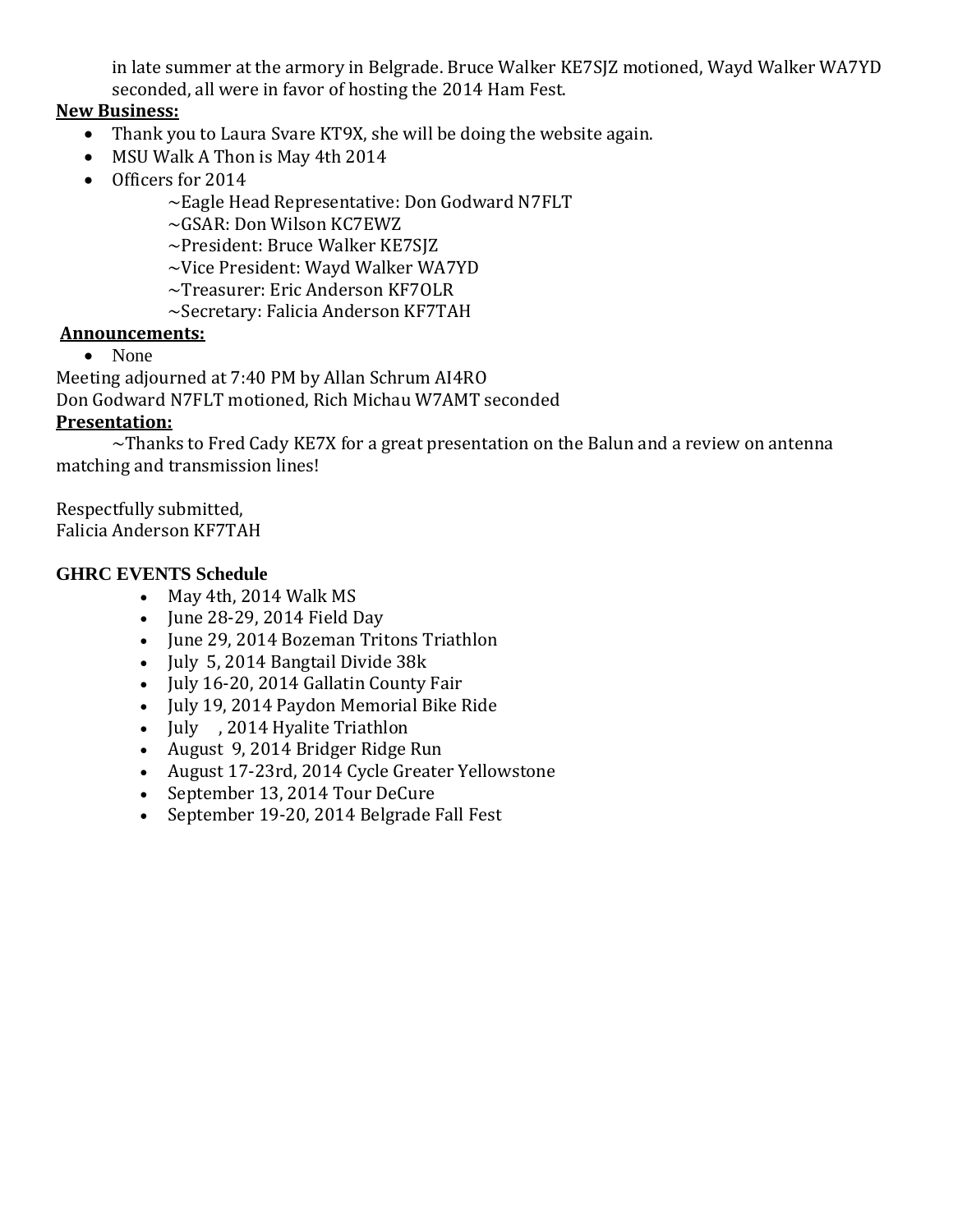in late summer at the armory in Belgrade. Bruce Walker KE7SJZ motioned, Wayd Walker WA7YD seconded, all were in favor of hosting the 2014 Ham Fest.

**New Business:**

- Thank you to Laura Svare KT9X, she will be doing the website again.
- MSU Walk A Thon is May 4th 2014
- Officers for 2014

~Eagle Head Representative: Don Godward N7FLT
~GSAR: Don Wilson KC7EWZ
~President: Bruce Walker KE7SJZ
~Vice President: Wayd Walker WA7YD
~Treasurer: Eric Anderson KF7OLR
~Secretary: Falicia Anderson KF7TAH

**Announcements:**

- None

Meeting adjourned at 7:40 PM by Allan Schrum AI4RO
Don Godward N7FLT motioned, Rich Michau W7AMT seconded

**Presentation:**

~Thanks to Fred Cady KE7X for a great presentation on the Balun and a review on antenna matching and transmission lines!

Respectfully submitted,
Falicia Anderson KF7TAH

**GHRC EVENTS Schedule**

- May 4th, 2014 Walk MS
- June 28-29, 2014 Field Day
- June 29, 2014 Bozeman Tritons Triathlon
- July 5, 2014 Bangtail Divide 38k
- July 16-20, 2014 Gallatin County Fair
- July 19, 2014 Paydon Memorial Bike Ride
- July , 2014 Hyalite Triathlon
- August 9, 2014 Bridger Ridge Run
- August 17-23rd, 2014 Cycle Greater Yellowstone
- September 13, 2014 Tour DeCure
- September 19-20, 2014 Belgrade Fall Fest